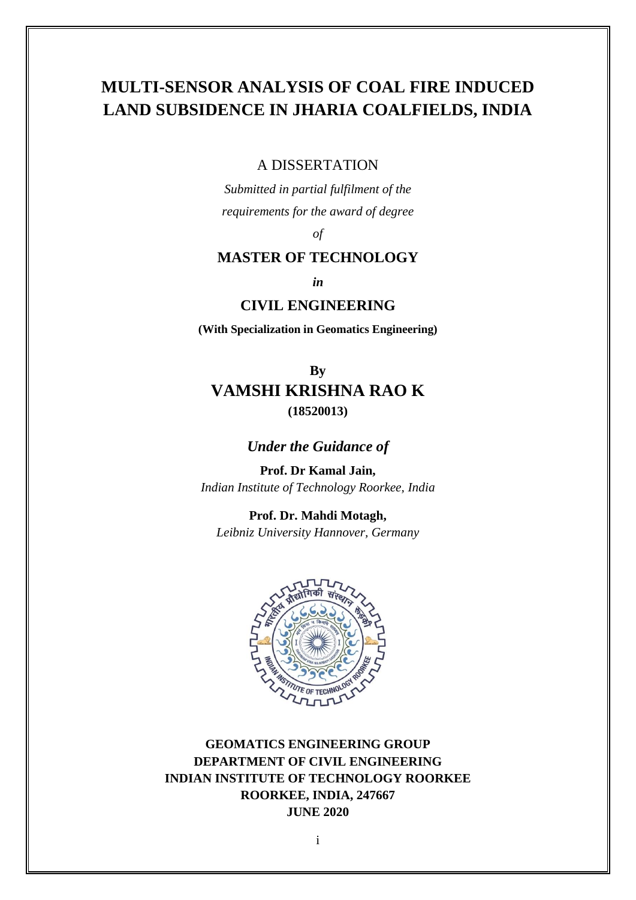# MULTI-SENSOR ANALYSIS OF COAL FIRE INDUCED LAND SUBSIDENCE IN JHARIA COALFIELDS, INDIA

A DISSERTATION

*Submitted in partial fulfilment of the*

*requirements for the award of degree*

*of*

**MASTER OF TECHNOLOGY**

***in***

**CIVIL ENGINEERING**

**(With Specialization in Geomatics Engineering)**

**By**

**VAMSHI KRISHNA RAO K**

**(18520013)**

***Under the Guidance of***

**Prof. Dr Kamal Jain,**
*Indian Institute of Technology Roorkee, India*

**Prof. Dr. Mahdi Motagh,**
*Leibniz University Hannover, Germany*

**GEOMATICS ENGINEERING GROUP**
**DEPARTMENT OF CIVIL ENGINEERING**
**INDIAN INSTITUTE OF TECHNOLOGY ROORKEE**
**ROORKEE, INDIA, 247667**
**JUNE 2020**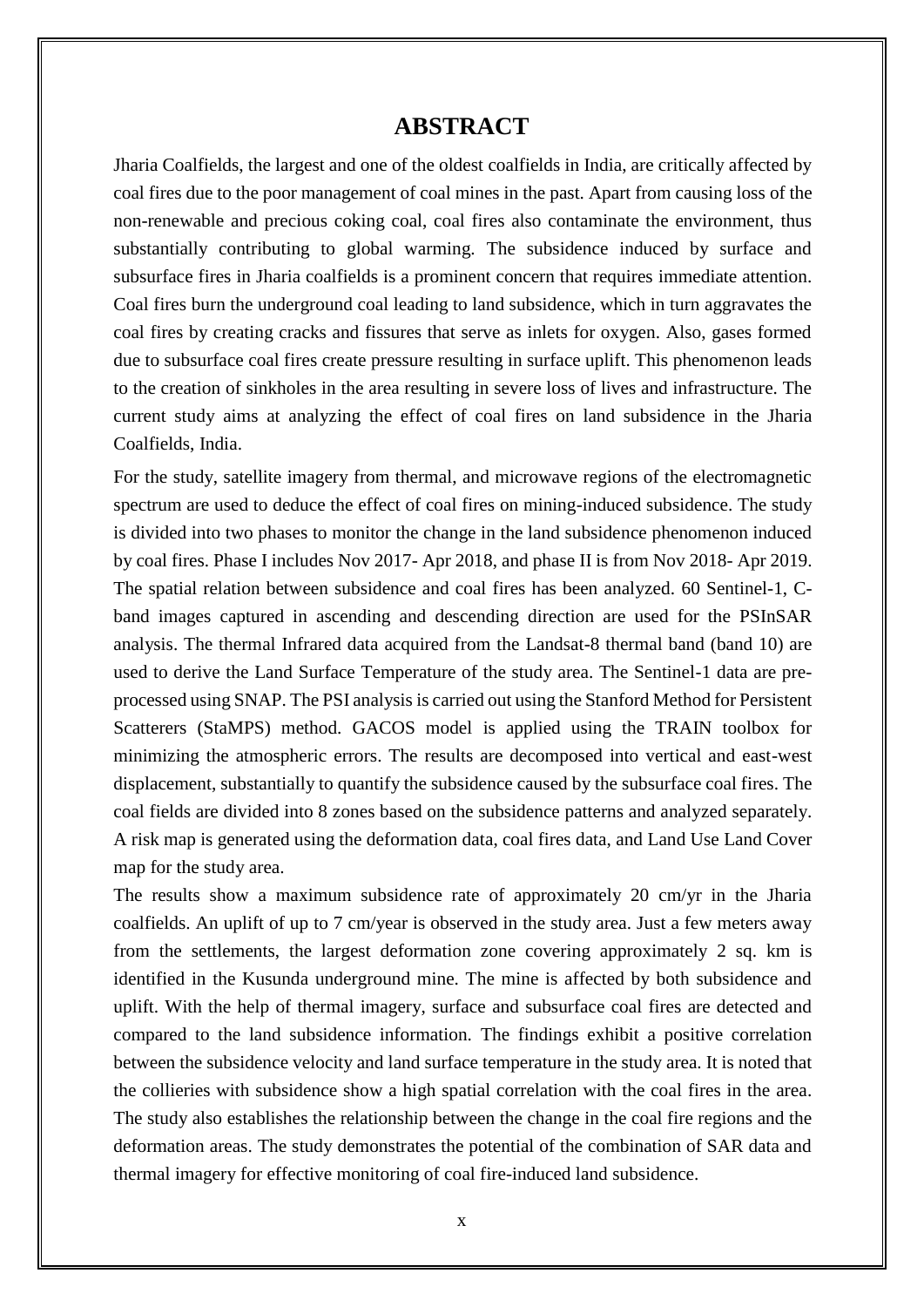# ABSTRACT

Jharia Coalfields, the largest and one of the oldest coalfields in India, are critically affected by coal fires due to the poor management of coal mines in the past. Apart from causing loss of the non-renewable and precious coking coal, coal fires also contaminate the environment, thus substantially contributing to global warming. The subsidence induced by surface and subsurface fires in Jharia coalfields is a prominent concern that requires immediate attention. Coal fires burn the underground coal leading to land subsidence, which in turn aggravates the coal fires by creating cracks and fissures that serve as inlets for oxygen. Also, gases formed due to subsurface coal fires create pressure resulting in surface uplift. This phenomenon leads to the creation of sinkholes in the area resulting in severe loss of lives and infrastructure. The current study aims at analyzing the effect of coal fires on land subsidence in the Jharia Coalfields, India.

For the study, satellite imagery from thermal, and microwave regions of the electromagnetic spectrum are used to deduce the effect of coal fires on mining-induced subsidence. The study is divided into two phases to monitor the change in the land subsidence phenomenon induced by coal fires. Phase I includes Nov 2017- Apr 2018, and phase II is from Nov 2018- Apr 2019. The spatial relation between subsidence and coal fires has been analyzed. 60 Sentinel-1, C-band images captured in ascending and descending direction are used for the PSInSAR analysis. The thermal Infrared data acquired from the Landsat-8 thermal band (band 10) are used to derive the Land Surface Temperature of the study area. The Sentinel-1 data are pre-processed using SNAP. The PSI analysis is carried out using the Stanford Method for Persistent Scatterers (StaMPS) method. GACOS model is applied using the TRAIN toolbox for minimizing the atmospheric errors. The results are decomposed into vertical and east-west displacement, substantially to quantify the subsidence caused by the subsurface coal fires. The coal fields are divided into 8 zones based on the subsidence patterns and analyzed separately. A risk map is generated using the deformation data, coal fires data, and Land Use Land Cover map for the study area.

The results show a maximum subsidence rate of approximately 20 cm/yr in the Jharia coalfields. An uplift of up to 7 cm/year is observed in the study area. Just a few meters away from the settlements, the largest deformation zone covering approximately 2 sq. km is identified in the Kusunda underground mine. The mine is affected by both subsidence and uplift. With the help of thermal imagery, surface and subsurface coal fires are detected and compared to the land subsidence information. The findings exhibit a positive correlation between the subsidence velocity and land surface temperature in the study area. It is noted that the collieries with subsidence show a high spatial correlation with the coal fires in the area. The study also establishes the relationship between the change in the coal fire regions and the deformation areas. The study demonstrates the potential of the combination of SAR data and thermal imagery for effective monitoring of coal fire-induced land subsidence.